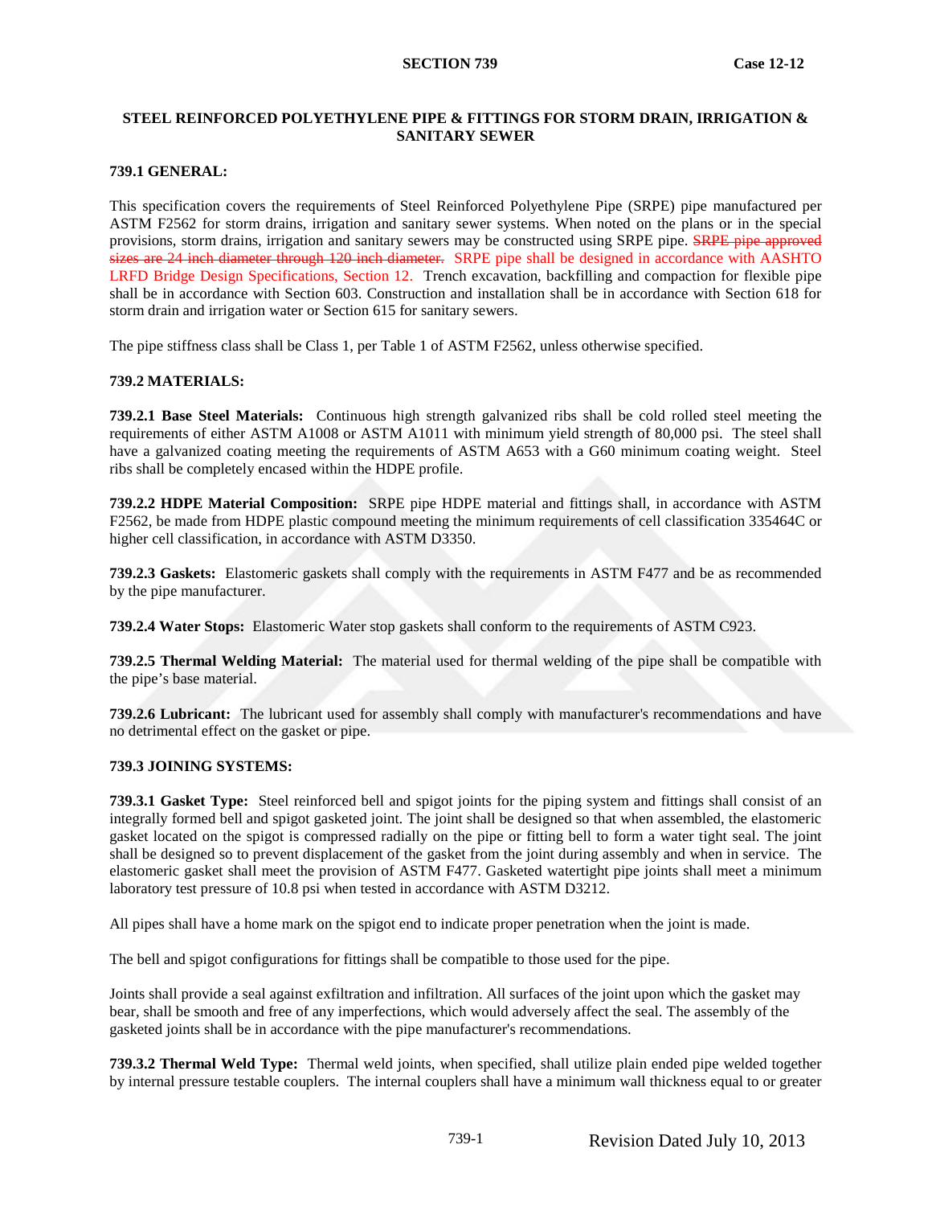# SECTION 739

**Case 12-12**

## STEEL REINFORCED POLYETHYLENE PIPE & FITTINGS FOR STORM DRAIN, IRRIGATION & SANITARY SEWER

### 739.1 GENERAL:

This specification covers the requirements of Steel Reinforced Polyethylene Pipe (SRPE) pipe manufactured per ASTM F2562 for storm drains, irrigation and sanitary sewer systems. When noted on the plans or in the special provisions, storm drains, irrigation and sanitary sewers may be constructed using SRPE pipe. ~~SRPE pipe approved sizes are 24 inch diameter through 120 inch diameter.~~ SRPE pipe shall be designed in accordance with AASHTO LRFD Bridge Design Specifications, Section 12. Trench excavation, backfilling and compaction for flexible pipe shall be in accordance with Section 603. Construction and installation shall be in accordance with Section 618 for storm drain and irrigation water or Section 615 for sanitary sewers.

The pipe stiffness class shall be Class 1, per Table 1 of ASTM F2562, unless otherwise specified.

### 739.2 MATERIALS:

**739.2.1 Base Steel Materials:** Continuous high strength galvanized ribs shall be cold rolled steel meeting the requirements of either ASTM A1008 or ASTM A1011 with minimum yield strength of 80,000 psi. The steel shall have a galvanized coating meeting the requirements of ASTM A653 with a G60 minimum coating weight. Steel ribs shall be completely encased within the HDPE profile.

**739.2.2 HDPE Material Composition:** SRPE pipe HDPE material and fittings shall, in accordance with ASTM F2562, be made from HDPE plastic compound meeting the minimum requirements of cell classification 335464C or higher cell classification, in accordance with ASTM D3350.

**739.2.3 Gaskets:** Elastomeric gaskets shall comply with the requirements in ASTM F477 and be as recommended by the pipe manufacturer.

**739.2.4 Water Stops:** Elastomeric Water stop gaskets shall conform to the requirements of ASTM C923.

**739.2.5 Thermal Welding Material:** The material used for thermal welding of the pipe shall be compatible with the pipe's base material.

**739.2.6 Lubricant:** The lubricant used for assembly shall comply with manufacturer's recommendations and have no detrimental effect on the gasket or pipe.

### 739.3 JOINING SYSTEMS:

**739.3.1 Gasket Type:** Steel reinforced bell and spigot joints for the piping system and fittings shall consist of an integrally formed bell and spigot gasketed joint. The joint shall be designed so that when assembled, the elastomeric gasket located on the spigot is compressed radially on the pipe or fitting bell to form a water tight seal. The joint shall be designed so to prevent displacement of the gasket from the joint during assembly and when in service. The elastomeric gasket shall meet the provision of ASTM F477. Gasketed watertight pipe joints shall meet a minimum laboratory test pressure of 10.8 psi when tested in accordance with ASTM D3212.

All pipes shall have a home mark on the spigot end to indicate proper penetration when the joint is made.

The bell and spigot configurations for fittings shall be compatible to those used for the pipe.

Joints shall provide a seal against exfiltration and infiltration. All surfaces of the joint upon which the gasket may bear, shall be smooth and free of any imperfections, which would adversely affect the seal. The assembly of the gasketed joints shall be in accordance with the pipe manufacturer's recommendations.

**739.3.2 Thermal Weld Type:** Thermal weld joints, when specified, shall utilize plain ended pipe welded together by internal pressure testable couplers. The internal couplers shall have a minimum wall thickness equal to or greater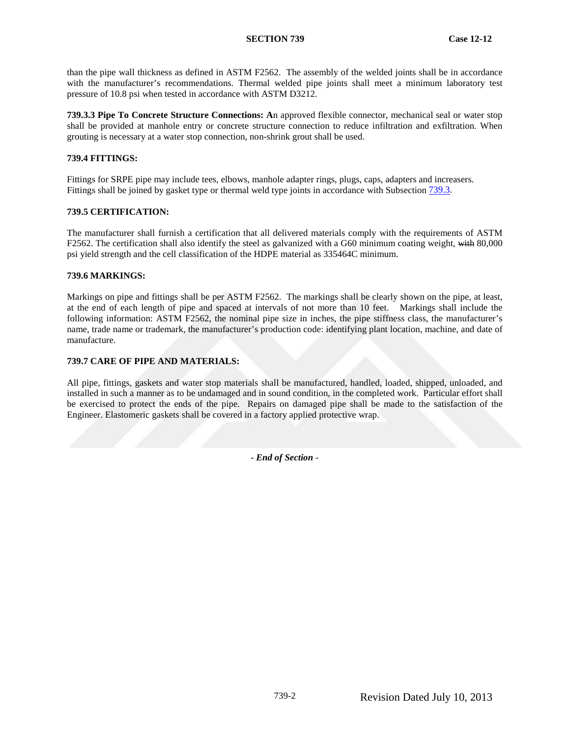than the pipe wall thickness as defined in ASTM F2562. The assembly of the welded joints shall be in accordance with the manufacturer's recommendations. Thermal welded pipe joints shall meet a minimum laboratory test pressure of 10.8 psi when tested in accordance with ASTM D3212.

**739.3.3 Pipe To Concrete Structure Connections: A**n approved flexible connector, mechanical seal or water stop shall be provided at manhole entry or concrete structure connection to reduce infiltration and exfiltration. When grouting is necessary at a water stop connection, non-shrink grout shall be used.

**739.4 FITTINGS:**

Fittings for SRPE pipe may include tees, elbows, manhole adapter rings, plugs, caps, adapters and increasers. Fittings shall be joined by gasket type or thermal weld type joints in accordance with Subsection 739.3.

**739.5 CERTIFICATION:**

The manufacturer shall furnish a certification that all delivered materials comply with the requirements of ASTM F2562. The certification shall also identify the steel as galvanized with a G60 minimum coating weight, ~~with~~ 80,000 psi yield strength and the cell classification of the HDPE material as 335464C minimum.

**739.6 MARKINGS:**

Markings on pipe and fittings shall be per ASTM F2562. The markings shall be clearly shown on the pipe, at least, at the end of each length of pipe and spaced at intervals of not more than 10 feet. Markings shall include the following information: ASTM F2562, the nominal pipe size in inches, the pipe stiffness class, the manufacturer's name, trade name or trademark, the manufacturer's production code: identifying plant location, machine, and date of manufacture.

**739.7 CARE OF PIPE AND MATERIALS:**

All pipe, fittings, gaskets and water stop materials shall be manufactured, handled, loaded, shipped, unloaded, and installed in such a manner as to be undamaged and in sound condition, in the completed work. Particular effort shall be exercised to protect the ends of the pipe. Repairs on damaged pipe shall be made to the satisfaction of the Engineer. Elastomeric gaskets shall be covered in a factory applied protective wrap.

- ***End of Section*** -